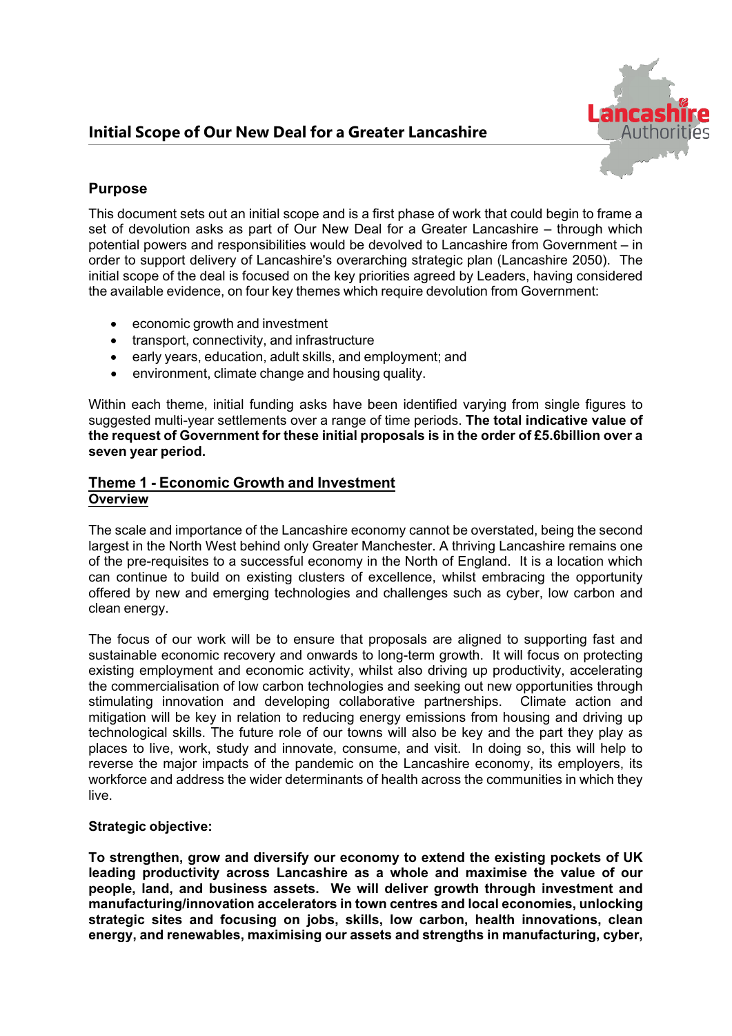# Initial Scope of Our New Deal for a Greater Lancashire

## Purpose

This document sets out an initial scope and is a first phase of work that could begin to frame a set of devolution asks as part of Our New Deal for a Greater Lancashire – through which potential powers and responsibilities would be devolved to Lancashire from Government – in order to support delivery of Lancashire's overarching strategic plan (Lancashire 2050). The initial scope of the deal is focused on the key priorities agreed by Leaders, having considered the available evidence, on four key themes which require devolution from Government:

- economic growth and investment
- transport, connectivity, and infrastructure
- early years, education, adult skills, and employment; and
- environment, climate change and housing quality.

Within each theme, initial funding asks have been identified varying from single figures to suggested multi-year settlements over a range of time periods. **The total indicative value of the request of Government for these initial proposals is in the order of £5.6billion over a seven year period.**

## Theme 1 - Economic Growth and Investment

### Overview

The scale and importance of the Lancashire economy cannot be overstated, being the second largest in the North West behind only Greater Manchester. A thriving Lancashire remains one of the pre-requisites to a successful economy in the North of England. It is a location which can continue to build on existing clusters of excellence, whilst embracing the opportunity offered by new and emerging technologies and challenges such as cyber, low carbon and clean energy.

The focus of our work will be to ensure that proposals are aligned to supporting fast and sustainable economic recovery and onwards to long-term growth. It will focus on protecting existing employment and economic activity, whilst also driving up productivity, accelerating the commercialisation of low carbon technologies and seeking out new opportunities through stimulating innovation and developing collaborative partnerships. Climate action and mitigation will be key in relation to reducing energy emissions from housing and driving up technological skills. The future role of our towns will also be key and the part they play as places to live, work, study and innovate, consume, and visit. In doing so, this will help to reverse the major impacts of the pandemic on the Lancashire economy, its employers, its workforce and address the wider determinants of health across the communities in which they live.

**Strategic objective:**

**To strengthen, grow and diversify our economy to extend the existing pockets of UK leading productivity across Lancashire as a whole and maximise the value of our people, land, and business assets. We will deliver growth through investment and manufacturing/innovation accelerators in town centres and local economies, unlocking strategic sites and focusing on jobs, skills, low carbon, health innovations, clean energy, and renewables, maximising our assets and strengths in manufacturing, cyber,**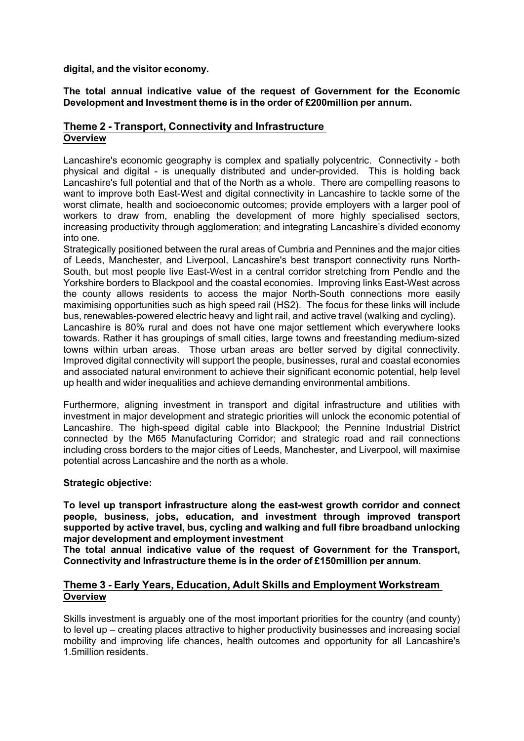**digital, and the visitor economy.**

**The total annual indicative value of the request of Government for the Economic Development and Investment theme is in the order of £200million per annum.**

## Theme 2 - Transport, Connectivity and Infrastructure

### Overview

Lancashire's economic geography is complex and spatially polycentric. Connectivity - both physical and digital - is unequally distributed and under-provided. This is holding back Lancashire's full potential and that of the North as a whole. There are compelling reasons to want to improve both East-West and digital connectivity in Lancashire to tackle some of the worst climate, health and socioeconomic outcomes; provide employers with a larger pool of workers to draw from, enabling the development of more highly specialised sectors, increasing productivity through agglomeration; and integrating Lancashire's divided economy into one.

Strategically positioned between the rural areas of Cumbria and Pennines and the major cities of Leeds, Manchester, and Liverpool, Lancashire's best transport connectivity runs North-South, but most people live East-West in a central corridor stretching from Pendle and the Yorkshire borders to Blackpool and the coastal economies. Improving links East-West across the county allows residents to access the major North-South connections more easily maximising opportunities such as high speed rail (HS2). The focus for these links will include bus, renewables-powered electric heavy and light rail, and active travel (walking and cycling).

Lancashire is 80% rural and does not have one major settlement which everywhere looks towards. Rather it has groupings of small cities, large towns and freestanding medium-sized towns within urban areas. Those urban areas are better served by digital connectivity. Improved digital connectivity will support the people, businesses, rural and coastal economies and associated natural environment to achieve their significant economic potential, help level up health and wider inequalities and achieve demanding environmental ambitions.

Furthermore, aligning investment in transport and digital infrastructure and utilities with investment in major development and strategic priorities will unlock the economic potential of Lancashire. The high-speed digital cable into Blackpool; the Pennine Industrial District connected by the M65 Manufacturing Corridor; and strategic road and rail connections including cross borders to the major cities of Leeds, Manchester, and Liverpool, will maximise potential across Lancashire and the north as a whole.

**Strategic objective:**

**To level up transport infrastructure along the east-west growth corridor and connect people, business, jobs, education, and investment through improved transport supported by active travel, bus, cycling and walking and full fibre broadband unlocking major development and employment investment**

**The total annual indicative value of the request of Government for the Transport, Connectivity and Infrastructure theme is in the order of £150million per annum.**

## Theme 3 - Early Years, Education, Adult Skills and Employment Workstream

### Overview

Skills investment is arguably one of the most important priorities for the country (and county) to level up – creating places attractive to higher productivity businesses and increasing social mobility and improving life chances, health outcomes and opportunity for all Lancashire's 1.5million residents.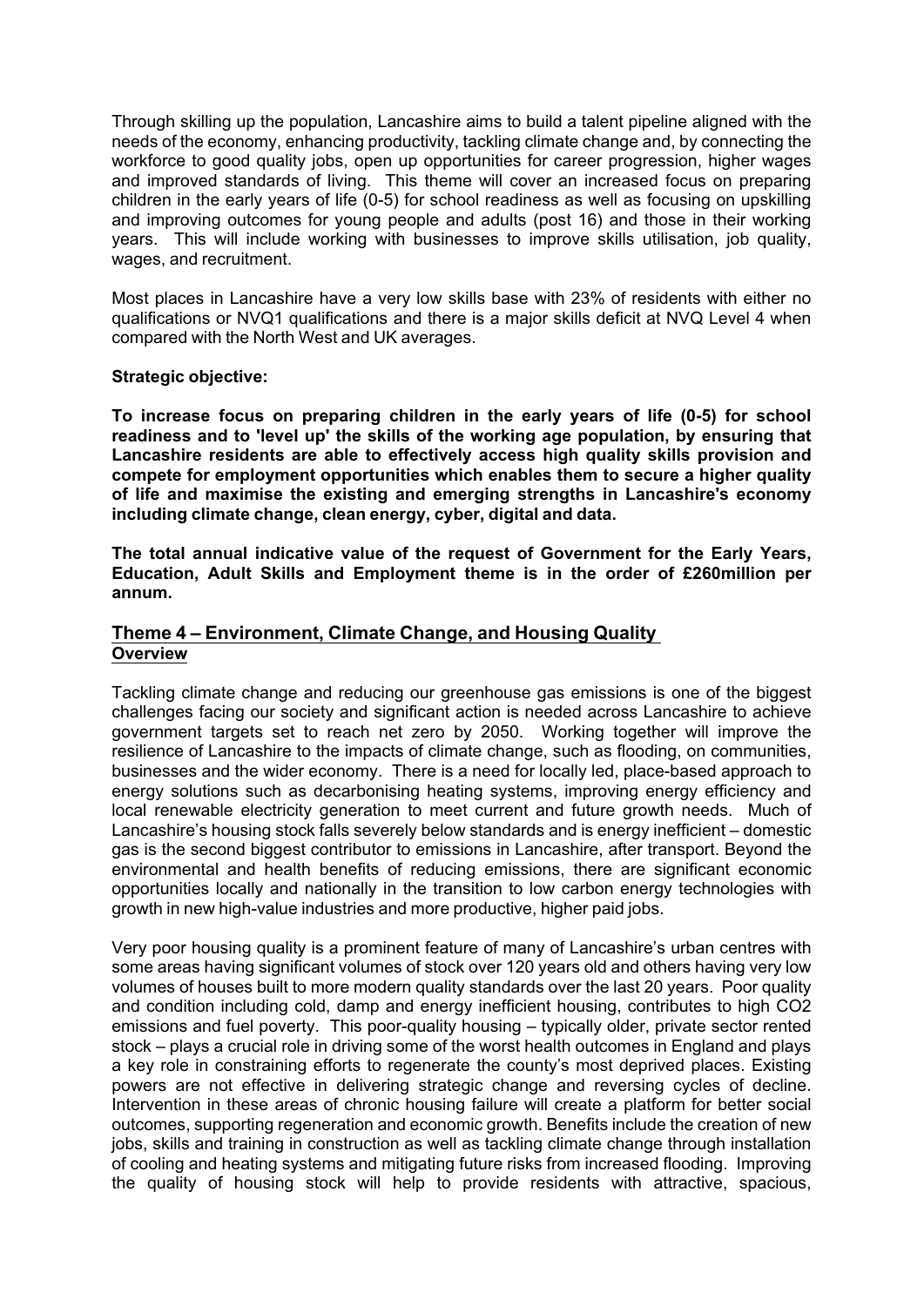Through skilling up the population, Lancashire aims to build a talent pipeline aligned with the needs of the economy, enhancing productivity, tackling climate change and, by connecting the workforce to good quality jobs, open up opportunities for career progression, higher wages and improved standards of living. This theme will cover an increased focus on preparing children in the early years of life (0-5) for school readiness as well as focusing on upskilling and improving outcomes for young people and adults (post 16) and those in their working years. This will include working with businesses to improve skills utilisation, job quality, wages, and recruitment.

Most places in Lancashire have a very low skills base with 23% of residents with either no qualifications or NVQ1 qualifications and there is a major skills deficit at NVQ Level 4 when compared with the North West and UK averages.

**Strategic objective:**

**To increase focus on preparing children in the early years of life (0-5) for school readiness and to 'level up' the skills of the working age population, by ensuring that Lancashire residents are able to effectively access high quality skills provision and compete for employment opportunities which enables them to secure a higher quality of life and maximise the existing and emerging strengths in Lancashire's economy including climate change, clean energy, cyber, digital and data.**

**The total annual indicative value of the request of Government for the Early Years, Education, Adult Skills and Employment theme is in the order of £260million per annum.**

## Theme 4 – Environment, Climate Change, and Housing Quality

### Overview

Tackling climate change and reducing our greenhouse gas emissions is one of the biggest challenges facing our society and significant action is needed across Lancashire to achieve government targets set to reach net zero by 2050. Working together will improve the resilience of Lancashire to the impacts of climate change, such as flooding, on communities, businesses and the wider economy. There is a need for locally led, place-based approach to energy solutions such as decarbonising heating systems, improving energy efficiency and local renewable electricity generation to meet current and future growth needs. Much of Lancashire's housing stock falls severely below standards and is energy inefficient – domestic gas is the second biggest contributor to emissions in Lancashire, after transport. Beyond the environmental and health benefits of reducing emissions, there are significant economic opportunities locally and nationally in the transition to low carbon energy technologies with growth in new high-value industries and more productive, higher paid jobs.

Very poor housing quality is a prominent feature of many of Lancashire's urban centres with some areas having significant volumes of stock over 120 years old and others having very low volumes of houses built to more modern quality standards over the last 20 years. Poor quality and condition including cold, damp and energy inefficient housing, contributes to high $CO_2$ emissions and fuel poverty. This poor-quality housing – typically older, private sector rented stock – plays a crucial role in driving some of the worst health outcomes in England and plays a key role in constraining efforts to regenerate the county's most deprived places. Existing powers are not effective in delivering strategic change and reversing cycles of decline. Intervention in these areas of chronic housing failure will create a platform for better social outcomes, supporting regeneration and economic growth. Benefits include the creation of new jobs, skills and training in construction as well as tackling climate change through installation of cooling and heating systems and mitigating future risks from increased flooding. Improving the quality of housing stock will help to provide residents with attractive, spacious,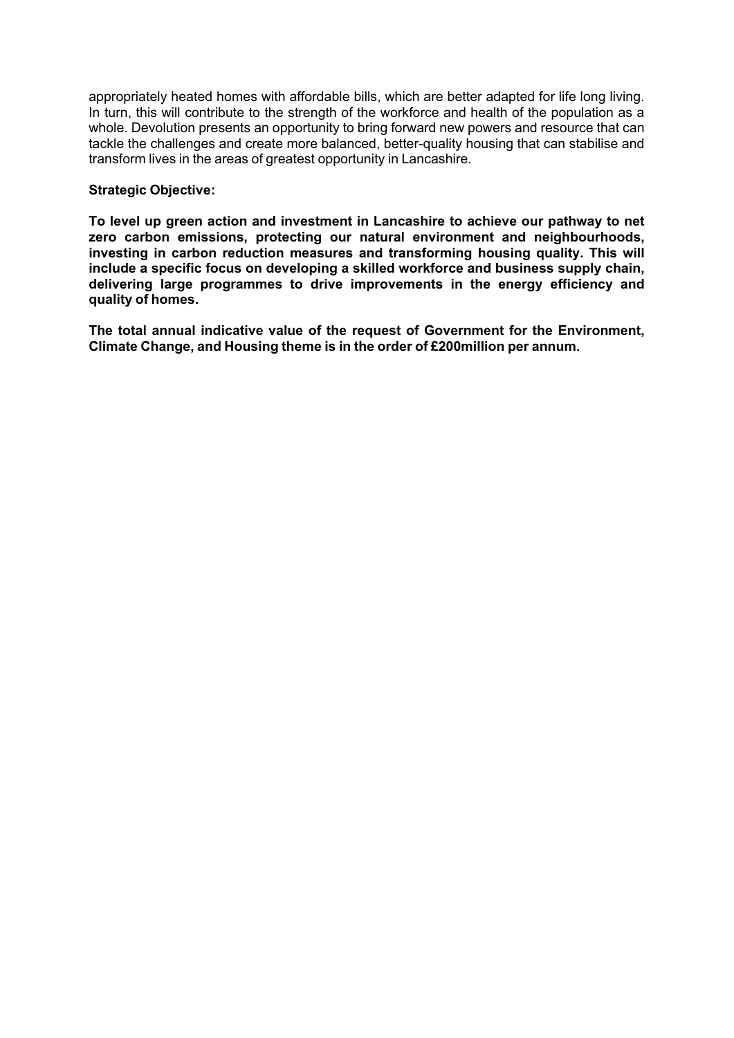appropriately heated homes with affordable bills, which are better adapted for life long living. In turn, this will contribute to the strength of the workforce and health of the population as a whole. Devolution presents an opportunity to bring forward new powers and resource that can tackle the challenges and create more balanced, better-quality housing that can stabilise and transform lives in the areas of greatest opportunity in Lancashire.

**Strategic Objective:**

**To level up green action and investment in Lancashire to achieve our pathway to net zero carbon emissions, protecting our natural environment and neighbourhoods, investing in carbon reduction measures and transforming housing quality. This will include a specific focus on developing a skilled workforce and business supply chain, delivering large programmes to drive improvements in the energy efficiency and quality of homes.**

**The total annual indicative value of the request of Government for the Environment, Climate Change, and Housing theme is in the order of £200million per annum.**